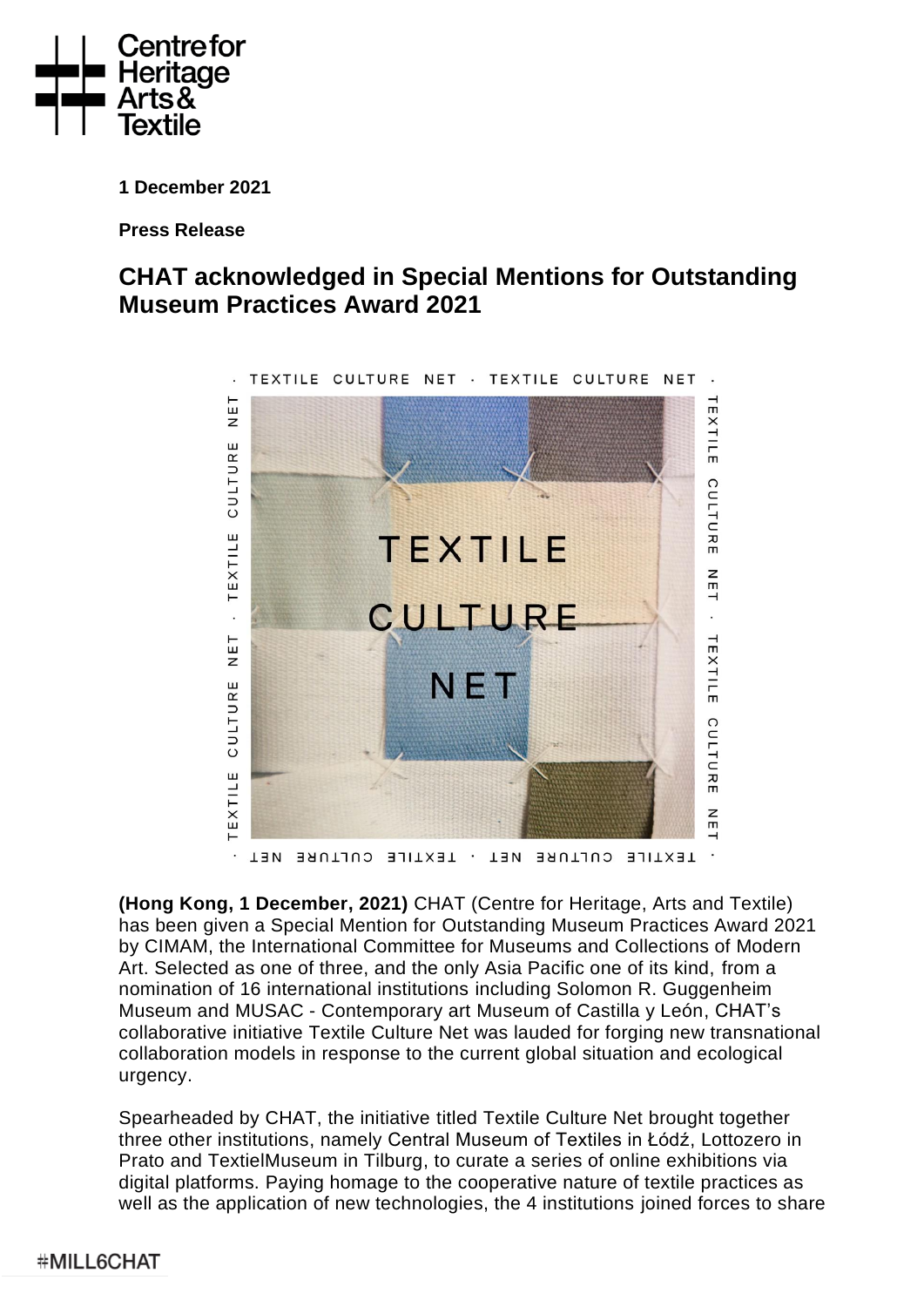1 December 2021

**Press Release**

## CHAT acknowledged in Special Mentions for Outstanding Museum Practices Award 2021

**(Hong Kong, 1 December, 2021)** CHAT (Centre for Heritage, Arts and Textile) has been given a Special Mention for Outstanding Museum Practices Award 2021 by CIMAM, the International Committee for Museums and Collections of Modern Art. Selected as one of three, and the only Asia Pacific one of its kind, from a nomination of 16 international institutions including Solomon R. Guggenheim Museum and MUSAC - Contemporary art Museum of Castilla y León, CHAT's collaborative initiative Textile Culture Net was lauded for forging new transnational collaboration models in response to the current global situation and ecological urgency.

Spearheaded by CHAT, the initiative titled Textile Culture Net brought together three other institutions, namely Central Museum of Textiles in Łódź, Lottozero in Prato and TextielMuseum in Tilburg, to curate a series of online exhibitions via digital platforms. Paying homage to the cooperative nature of textile practices as well as the application of new technologies, the 4 institutions joined forces to share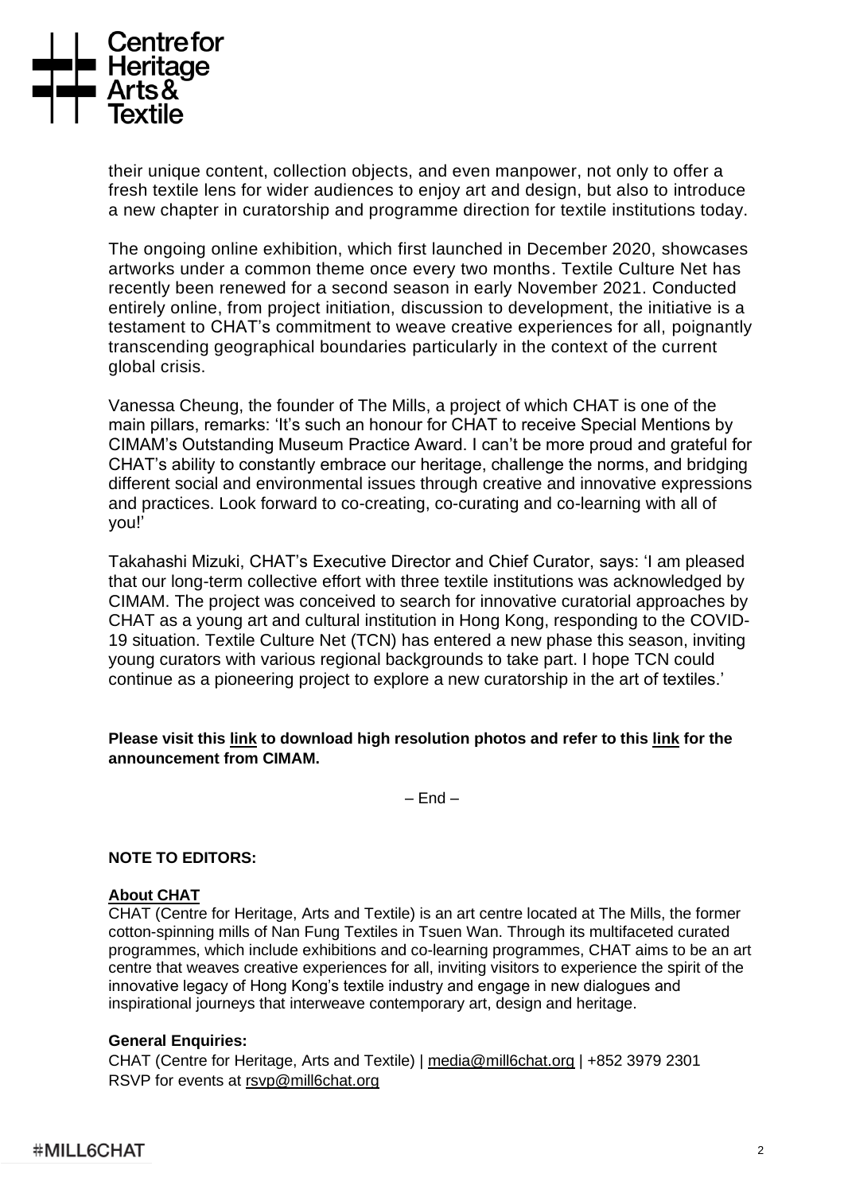their unique content, collection objects, and even manpower, not only to offer a fresh textile lens for wider audiences to enjoy art and design, but also to introduce a new chapter in curatorship and programme direction for textile institutions today.

The ongoing online exhibition, which first launched in December 2020, showcases artworks under a common theme once every two months. Textile Culture Net has recently been renewed for a second season in early November 2021. Conducted entirely online, from project initiation, discussion to development, the initiative is a testament to CHAT's commitment to weave creative experiences for all, poignantly transcending geographical boundaries particularly in the context of the current global crisis.

Vanessa Cheung, the founder of The Mills, a project of which CHAT is one of the main pillars, remarks: 'It's such an honour for CHAT to receive Special Mentions by CIMAM's Outstanding Museum Practice Award. I can't be more proud and grateful for CHAT's ability to constantly embrace our heritage, challenge the norms, and bridging different social and environmental issues through creative and innovative expressions and practices. Look forward to co-creating, co-curating and co-learning with all of you!'

Takahashi Mizuki, CHAT's Executive Director and Chief Curator, says: 'I am pleased that our long-term collective effort with three textile institutions was acknowledged by CIMAM. The project was conceived to search for innovative curatorial approaches by CHAT as a young art and cultural institution in Hong Kong, responding to the COVID-19 situation. Textile Culture Net (TCN) has entered a new phase this season, inviting young curators with various regional backgrounds to take part. I hope TCN could continue as a pioneering project to explore a new curatorship in the art of textiles.'

**Please visit this link to download high resolution photos and refer to this link for the announcement from CIMAM.**

– End –

**NOTE TO EDITORS:**

**About CHAT**

CHAT (Centre for Heritage, Arts and Textile) is an art centre located at The Mills, the former cotton-spinning mills of Nan Fung Textiles in Tsuen Wan. Through its multifaceted curated programmes, which include exhibitions and co-learning programmes, CHAT aims to be an art centre that weaves creative experiences for all, inviting visitors to experience the spirit of the innovative legacy of Hong Kong's textile industry and engage in new dialogues and inspirational journeys that interweave contemporary art, design and heritage.

**General Enquiries:**

CHAT (Centre for Heritage, Arts and Textile) | media@mill6chat.org | +852 3979 2301
RSVP for events at rsvp@mill6chat.org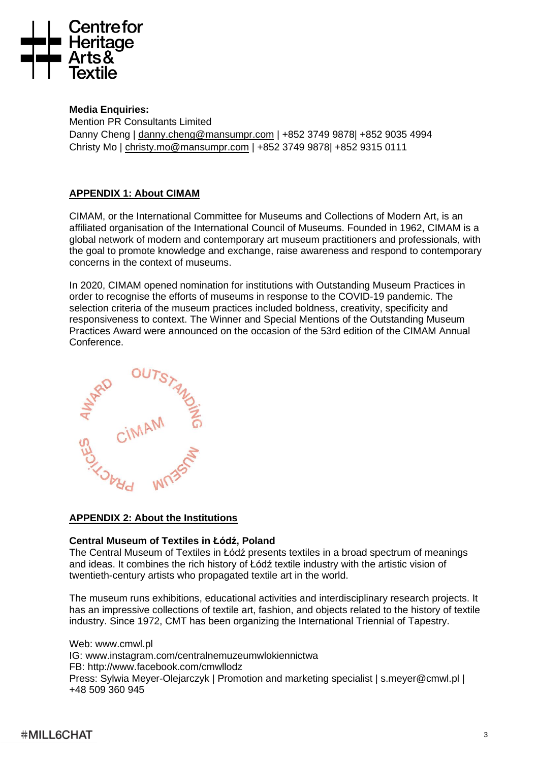**Media Enquiries:**
Mention PR Consultants Limited
Danny Cheng | danny.cheng@mansumpr.com | +852 3749 9878| +852 9035 4994
Christy Mo | christy.mo@mansumpr.com | +852 3749 9878| +852 9315 0111

## APPENDIX 1: About CIMAM

CIMAM, or the International Committee for Museums and Collections of Modern Art, is an affiliated organisation of the International Council of Museums. Founded in 1962, CIMAM is a global network of modern and contemporary art museum practitioners and professionals, with the goal to promote knowledge and exchange, raise awareness and respond to contemporary concerns in the context of museums.

In 2020, CIMAM opened nomination for institutions with Outstanding Museum Practices in order to recognise the efforts of museums in response to the COVID-19 pandemic. The selection criteria of the museum practices included boldness, creativity, specificity and responsiveness to context. The Winner and Special Mentions of the Outstanding Museum Practices Award were announced on the occasion of the 53rd edition of the CIMAM Annual Conference.

## APPENDIX 2: About the Institutions

**Central Museum of Textiles in Łódź, Poland**
The Central Museum of Textiles in Łódź presents textiles in a broad spectrum of meanings and ideas. It combines the rich history of Łódź textile industry with the artistic vision of twentieth-century artists who propagated textile art in the world.

The museum runs exhibitions, educational activities and interdisciplinary research projects. It has an impressive collections of textile art, fashion, and objects related to the history of textile industry. Since 1972, CMT has been organizing the International Triennial of Tapestry.

Web: www.cmwl.pl
IG: www.instagram.com/centralnemuzeumwlokiennictwa
FB: http://www.facebook.com/cmwllodz
Press: Sylwia Meyer-Olejarczyk | Promotion and marketing specialist | s.meyer@cmwl.pl | +48 509 360 945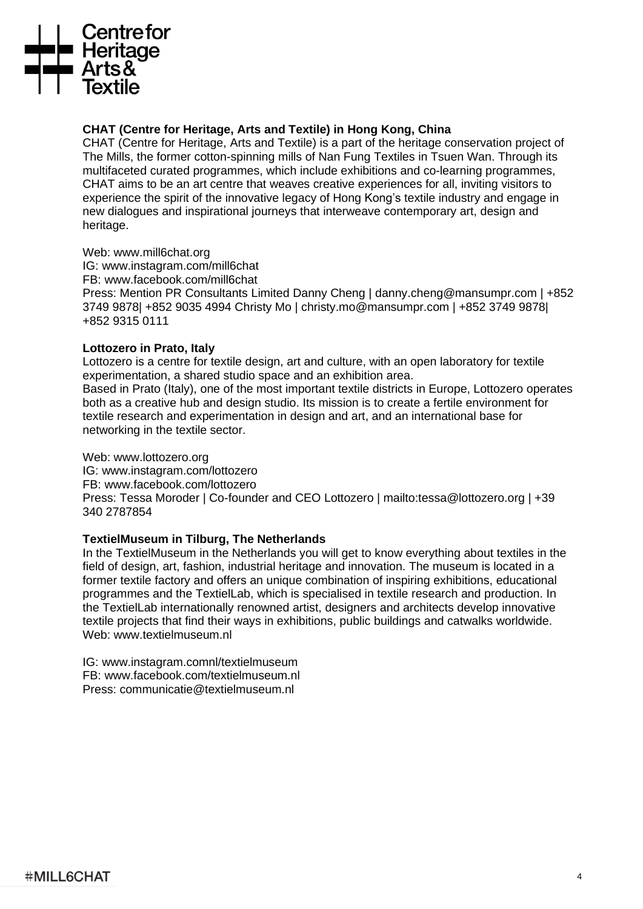**CHAT (Centre for Heritage, Arts and Textile) in Hong Kong, China**

CHAT (Centre for Heritage, Arts and Textile) is a part of the heritage conservation project of The Mills, the former cotton-spinning mills of Nan Fung Textiles in Tsuen Wan. Through its multifaceted curated programmes, which include exhibitions and co-learning programmes, CHAT aims to be an art centre that weaves creative experiences for all, inviting visitors to experience the spirit of the innovative legacy of Hong Kong's textile industry and engage in new dialogues and inspirational journeys that interweave contemporary art, design and heritage.

Web: www.mill6chat.org
IG: www.instagram.com/mill6chat
FB: www.facebook.com/mill6chat
Press: Mention PR Consultants Limited Danny Cheng | danny.cheng@mansumpr.com | +852 3749 9878| +852 9035 4994 Christy Mo | christy.mo@mansumpr.com | +852 3749 9878| +852 9315 0111

**Lottozero in Prato, Italy**

Lottozero is a centre for textile design, art and culture, with an open laboratory for textile experimentation, a shared studio space and an exhibition area.
Based in Prato (Italy), one of the most important textile districts in Europe, Lottozero operates both as a creative hub and design studio. Its mission is to create a fertile environment for textile research and experimentation in design and art, and an international base for networking in the textile sector.

Web: www.lottozero.org
IG: www.instagram.com/lottozero
FB: www.facebook.com/lottozero
Press: Tessa Moroder | Co-founder and CEO Lottozero | mailto:tessa@lottozero.org | +39 340 2787854

**TextielMuseum in Tilburg, The Netherlands**

In the TextielMuseum in the Netherlands you will get to know everything about textiles in the field of design, art, fashion, industrial heritage and innovation. The museum is located in a former textile factory and offers an unique combination of inspiring exhibitions, educational programmes and the TextielLab, which is specialised in textile research and production. In the TextielLab internationally renowned artist, designers and architects develop innovative textile projects that find their ways in exhibitions, public buildings and catwalks worldwide.
Web: www.textielmuseum.nl

IG: www.instagram.comnl/textielmuseum
FB: www.facebook.com/textielmuseum.nl
Press: communicatie@textielmuseum.nl